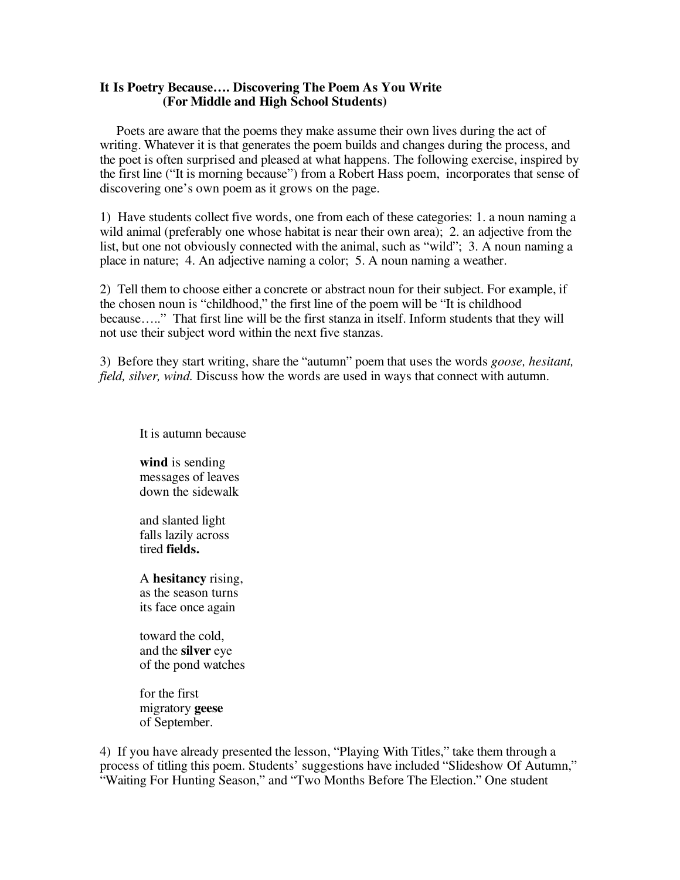# It Is Poetry Because…. Discovering The Poem As You Write
## (For Middle and High School Students)

Poets are aware that the poems they make assume their own lives during the act of writing. Whatever it is that generates the poem builds and changes during the process, and the poet is often surprised and pleased at what happens. The following exercise, inspired by the first line ("It is morning because") from a Robert Hass poem, incorporates that sense of discovering one's own poem as it grows on the page.

1) Have students collect five words, one from each of these categories: 1. a noun naming a wild animal (preferably one whose habitat is near their own area); 2. an adjective from the list, but one not obviously connected with the animal, such as "wild"; 3. A noun naming a place in nature; 4. An adjective naming a color; 5. A noun naming a weather.

2) Tell them to choose either a concrete or abstract noun for their subject. For example, if the chosen noun is "childhood," the first line of the poem will be "It is childhood because….." That first line will be the first stanza in itself. Inform students that they will not use their subject word within the next five stanzas.

3) Before they start writing, share the "autumn" poem that uses the words *goose, hesitant, field, silver, wind.* Discuss how the words are used in ways that connect with autumn.

It is autumn because

**wind** is sending  
messages of leaves  
down the sidewalk

and slanted light  
falls lazily across  
tired **fields.**

A **hesitancy** rising,  
as the season turns  
its face once again

toward the cold,  
and the **silver** eye  
of the pond watches

for the first  
migratory **geese**  
of September.

4) If you have already presented the lesson, "Playing With Titles," take them through a process of titling this poem. Students' suggestions have included "Slideshow Of Autumn," "Waiting For Hunting Season," and "Two Months Before The Election." One student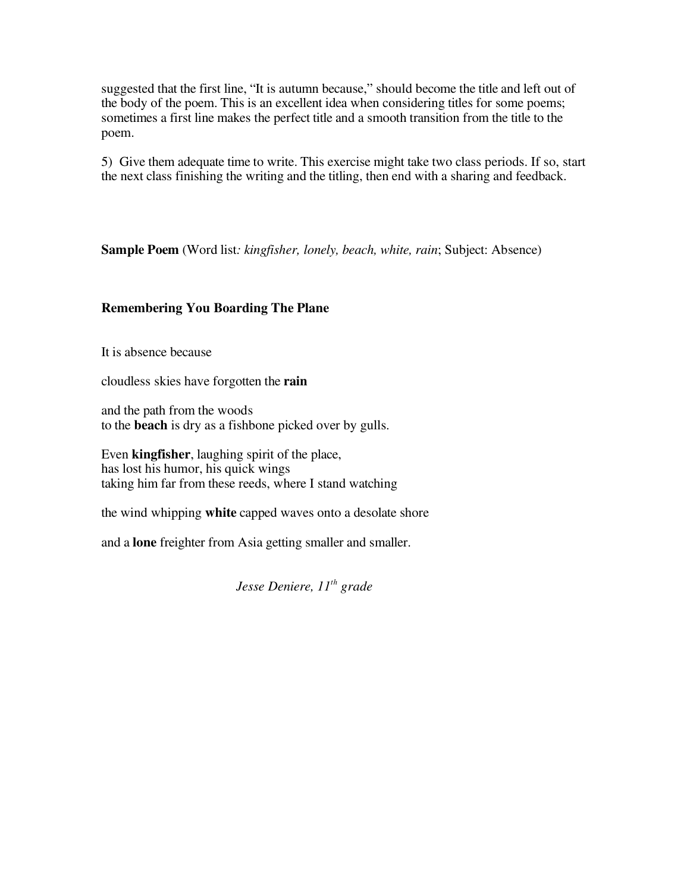suggested that the first line, "It is autumn because," should become the title and left out of the body of the poem. This is an excellent idea when considering titles for some poems; sometimes a first line makes the perfect title and a smooth transition from the title to the poem.

5) Give them adequate time to write. This exercise might take two class periods. If so, start the next class finishing the writing and the titling, then end with a sharing and feedback.

**Sample Poem** (Word list*: kingfisher, lonely, beach, white, rain*; Subject: Absence)

**Remembering You Boarding The Plane**

It is absence because

cloudless skies have forgotten the **rain**

and the path from the woods  
to the **beach** is dry as a fishbone picked over by gulls.

Even **kingfisher**, laughing spirit of the place,  
has lost his humor, his quick wings  
taking him far from these reeds, where I stand watching

the wind whipping **white** capped waves onto a desolate shore

and a **lone** freighter from Asia getting smaller and smaller.

*Jesse Deniere, 11th grade*